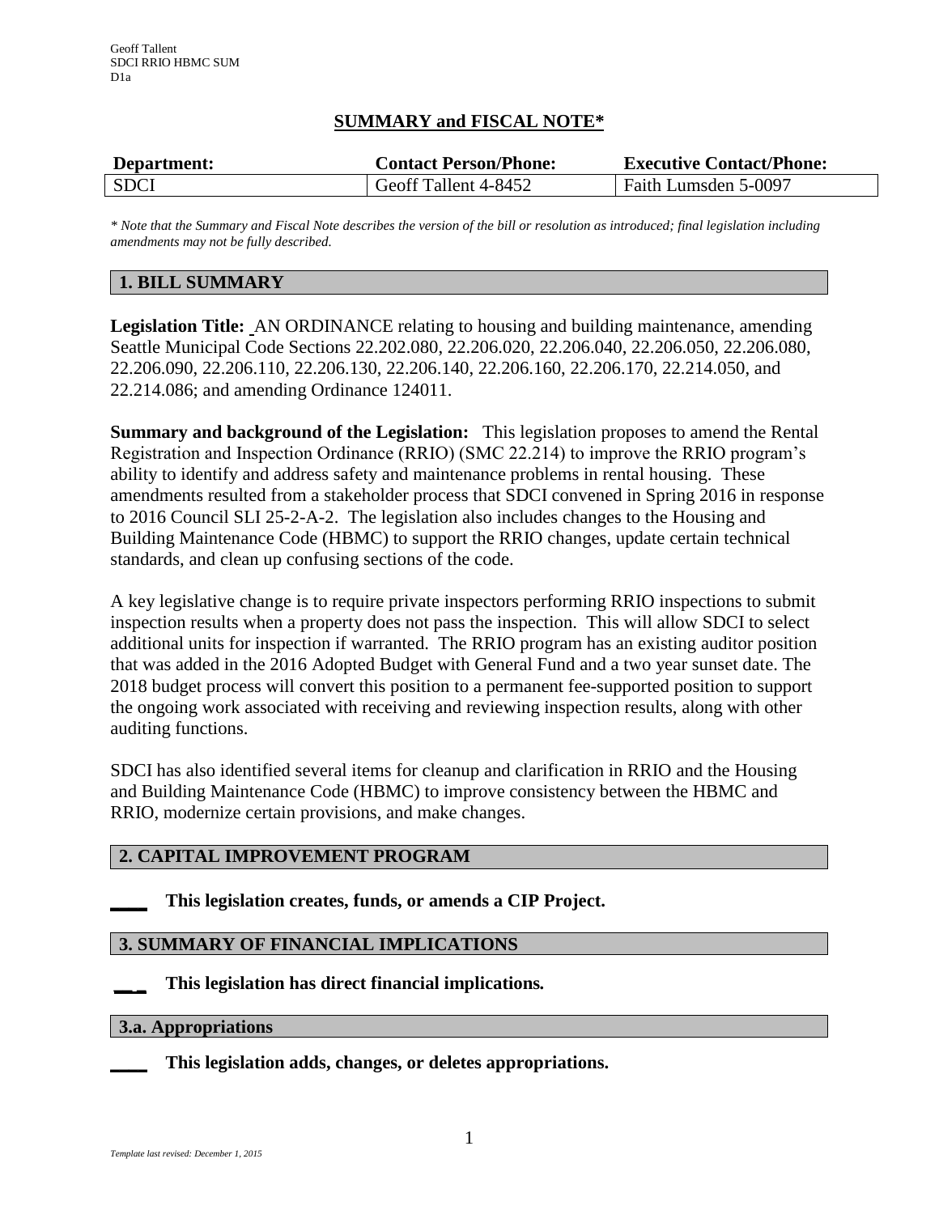Geoff Tallent
SDCI RRIO HBMC SUM
D1a

# SUMMARY and FISCAL NOTE*

| Department: | Contact Person/Phone: | Executive Contact/Phone: |
|---|---|---|
| SDCI | Geoff Tallent 4-8452 | Faith Lumsden 5-0097 |

*\* Note that the Summary and Fiscal Note describes the version of the bill or resolution as introduced; final legislation including amendments may not be fully described.*

## 1. BILL SUMMARY

**Legislation Title:** AN ORDINANCE relating to housing and building maintenance, amending Seattle Municipal Code Sections 22.202.080, 22.206.020, 22.206.040, 22.206.050, 22.206.080, 22.206.090, 22.206.110, 22.206.130, 22.206.140, 22.206.160, 22.206.170, 22.214.050, and 22.214.086; and amending Ordinance 124011.

**Summary and background of the Legislation:** This legislation proposes to amend the Rental Registration and Inspection Ordinance (RRIO) (SMC 22.214) to improve the RRIO program's ability to identify and address safety and maintenance problems in rental housing. These amendments resulted from a stakeholder process that SDCI convened in Spring 2016 in response to 2016 Council SLI 25-2-A-2. The legislation also includes changes to the Housing and Building Maintenance Code (HBMC) to support the RRIO changes, update certain technical standards, and clean up confusing sections of the code.

A key legislative change is to require private inspectors performing RRIO inspections to submit inspection results when a property does not pass the inspection. This will allow SDCI to select additional units for inspection if warranted. The RRIO program has an existing auditor position that was added in the 2016 Adopted Budget with General Fund and a two year sunset date. The 2018 budget process will convert this position to a permanent fee-supported position to support the ongoing work associated with receiving and reviewing inspection results, along with other auditing functions.

SDCI has also identified several items for cleanup and clarification in RRIO and the Housing and Building Maintenance Code (HBMC) to improve consistency between the HBMC and RRIO, modernize certain provisions, and make changes.

## 2. CAPITAL IMPROVEMENT PROGRAM

____ **This legislation creates, funds, or amends a CIP Project.**

## 3. SUMMARY OF FINANCIAL IMPLICATIONS

____ **This legislation has direct financial implications.**

### 3.a. Appropriations

____ **This legislation adds, changes, or deletes appropriations.**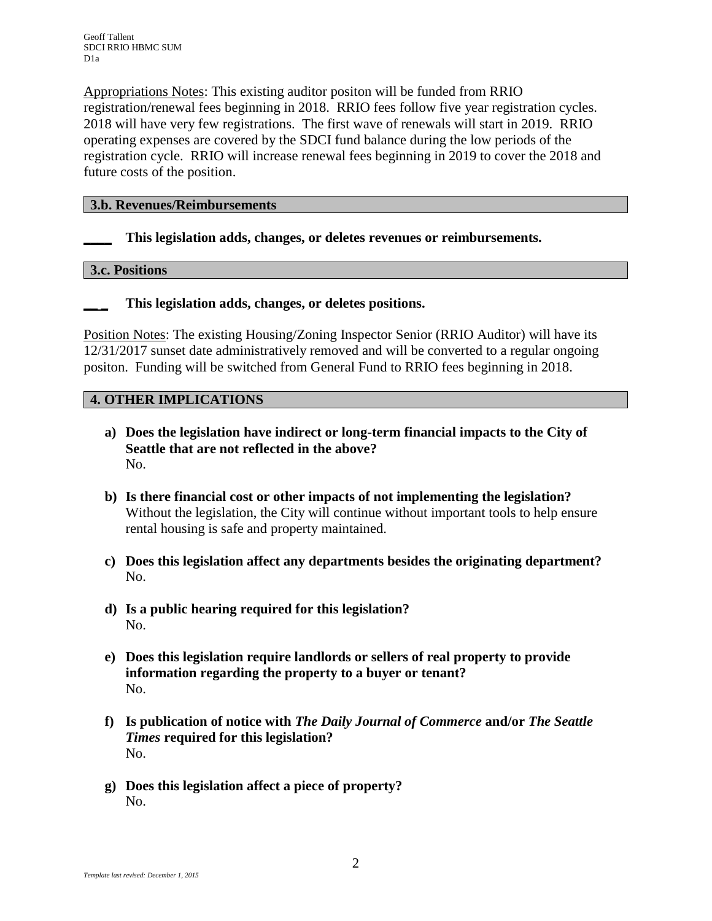Appropriations Notes: This existing auditor positon will be funded from RRIO registration/renewal fees beginning in 2018. RRIO fees follow five year registration cycles. 2018 will have very few registrations. The first wave of renewals will start in 2019. RRIO operating expenses are covered by the SDCI fund balance during the low periods of the registration cycle. RRIO will increase renewal fees beginning in 2019 to cover the 2018 and future costs of the position.

### 3.b. Revenues/Reimbursements

____ **This legislation adds, changes, or deletes revenues or reimbursements.**

### 3.c. Positions

__ _ **This legislation adds, changes, or deletes positions.**

Position Notes: The existing Housing/Zoning Inspector Senior (RRIO Auditor) will have its 12/31/2017 sunset date administratively removed and will be converted to a regular ongoing positon. Funding will be switched from General Fund to RRIO fees beginning in 2018.

## 4. OTHER IMPLICATIONS

a) **Does the legislation have indirect or long-term financial impacts to the City of Seattle that are not reflected in the above?**
   No.

b) **Is there financial cost or other impacts of not implementing the legislation?**
   Without the legislation, the City will continue without important tools to help ensure rental housing is safe and property maintained.

c) **Does this legislation affect any departments besides the originating department?**
   No.

d) **Is a public hearing required for this legislation?**
   No.

e) **Does this legislation require landlords or sellers of real property to provide information regarding the property to a buyer or tenant?**
   No.

f) **Is publication of notice with *The Daily Journal of Commerce* and/or *The Seattle Times* required for this legislation?**
   No.

g) **Does this legislation affect a piece of property?**
   No.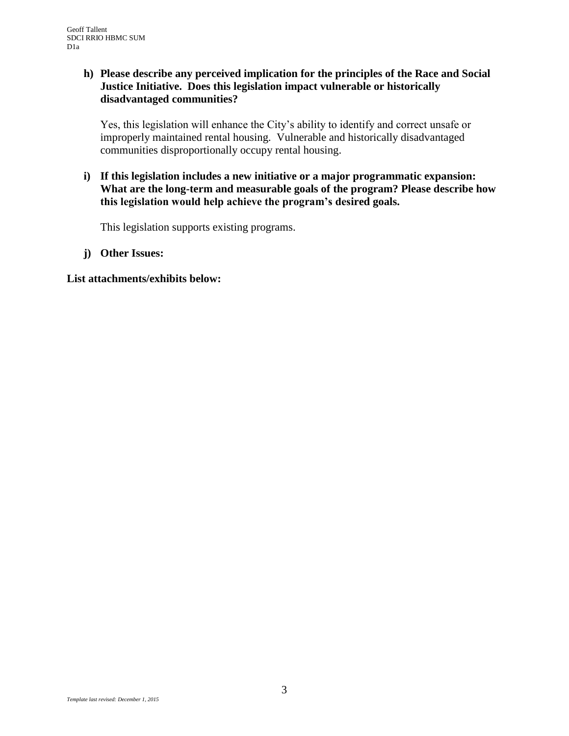**h) Please describe any perceived implication for the principles of the Race and Social Justice Initiative. Does this legislation impact vulnerable or historically disadvantaged communities?**

Yes, this legislation will enhance the City's ability to identify and correct unsafe or improperly maintained rental housing. Vulnerable and historically disadvantaged communities disproportionally occupy rental housing.

**i) If this legislation includes a new initiative or a major programmatic expansion: What are the long-term and measurable goals of the program? Please describe how this legislation would help achieve the program's desired goals.**

This legislation supports existing programs.

**j) Other Issues:**

**List attachments/exhibits below:**